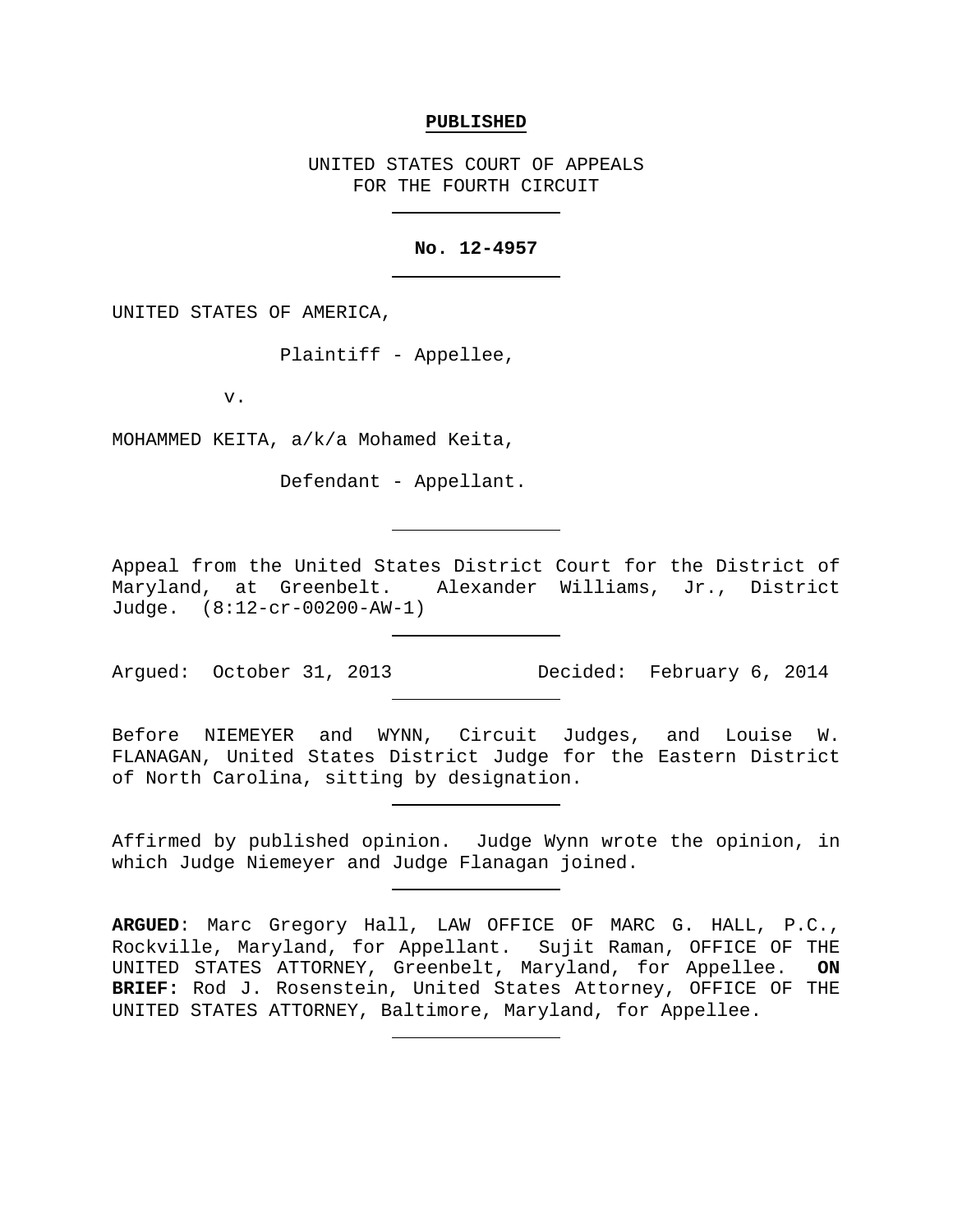**PUBLISHED**

UNITED STATES COURT OF APPEALS
FOR THE FOURTH CIRCUIT

---

**No. 12-4957**

---

UNITED STATES OF AMERICA,

Plaintiff - Appellee,

v.

MOHAMMED KEITA, a/k/a Mohamed Keita,

Defendant - Appellant.

---

Appeal from the United States District Court for the District of Maryland, at Greenbelt. Alexander Williams, Jr., District Judge. (8:12-cr-00200-AW-1)

---

Argued: October 31, 2013 Decided: February 6, 2014

---

Before NIEMEYER and WYNN, Circuit Judges, and Louise W. FLANAGAN, United States District Judge for the Eastern District of North Carolina, sitting by designation.

---

Affirmed by published opinion. Judge Wynn wrote the opinion, in which Judge Niemeyer and Judge Flanagan joined.

---

**ARGUED**: Marc Gregory Hall, LAW OFFICE OF MARC G. HALL, P.C., Rockville, Maryland, for Appellant. Sujit Raman, OFFICE OF THE UNITED STATES ATTORNEY, Greenbelt, Maryland, for Appellee. **ON BRIEF:** Rod J. Rosenstein, United States Attorney, OFFICE OF THE UNITED STATES ATTORNEY, Baltimore, Maryland, for Appellee.

---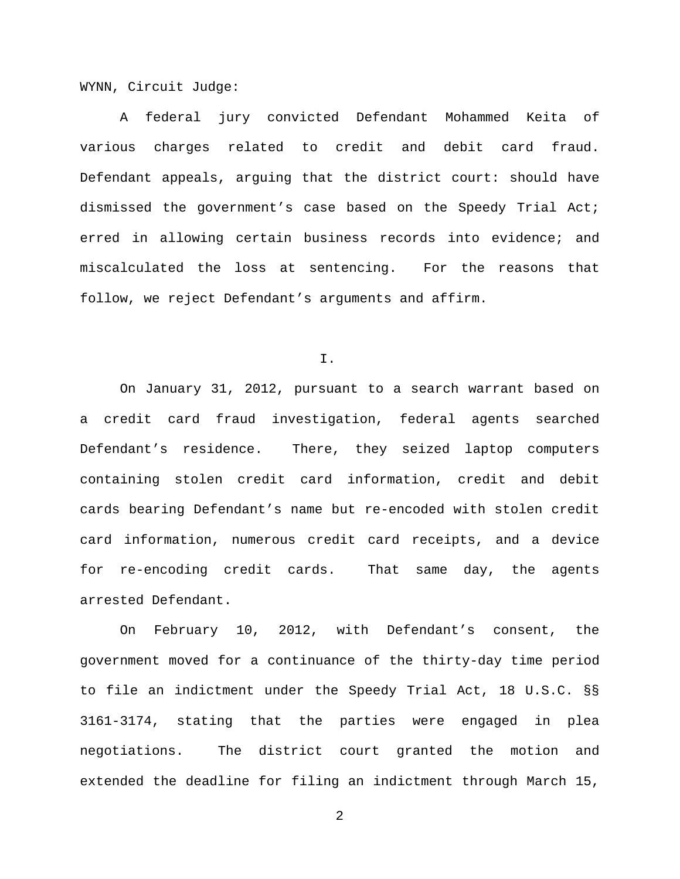WYNN, Circuit Judge:

A federal jury convicted Defendant Mohammed Keita of various charges related to credit and debit card fraud. Defendant appeals, arguing that the district court: should have dismissed the government's case based on the Speedy Trial Act; erred in allowing certain business records into evidence; and miscalculated the loss at sentencing. For the reasons that follow, we reject Defendant's arguments and affirm.

## I.

On January 31, 2012, pursuant to a search warrant based on a credit card fraud investigation, federal agents searched Defendant's residence. There, they seized laptop computers containing stolen credit card information, credit and debit cards bearing Defendant's name but re-encoded with stolen credit card information, numerous credit card receipts, and a device for re-encoding credit cards. That same day, the agents arrested Defendant.

On February 10, 2012, with Defendant's consent, the government moved for a continuance of the thirty-day time period to file an indictment under the Speedy Trial Act, 18 U.S.C. §§ 3161-3174, stating that the parties were engaged in plea negotiations. The district court granted the motion and extended the deadline for filing an indictment through March 15,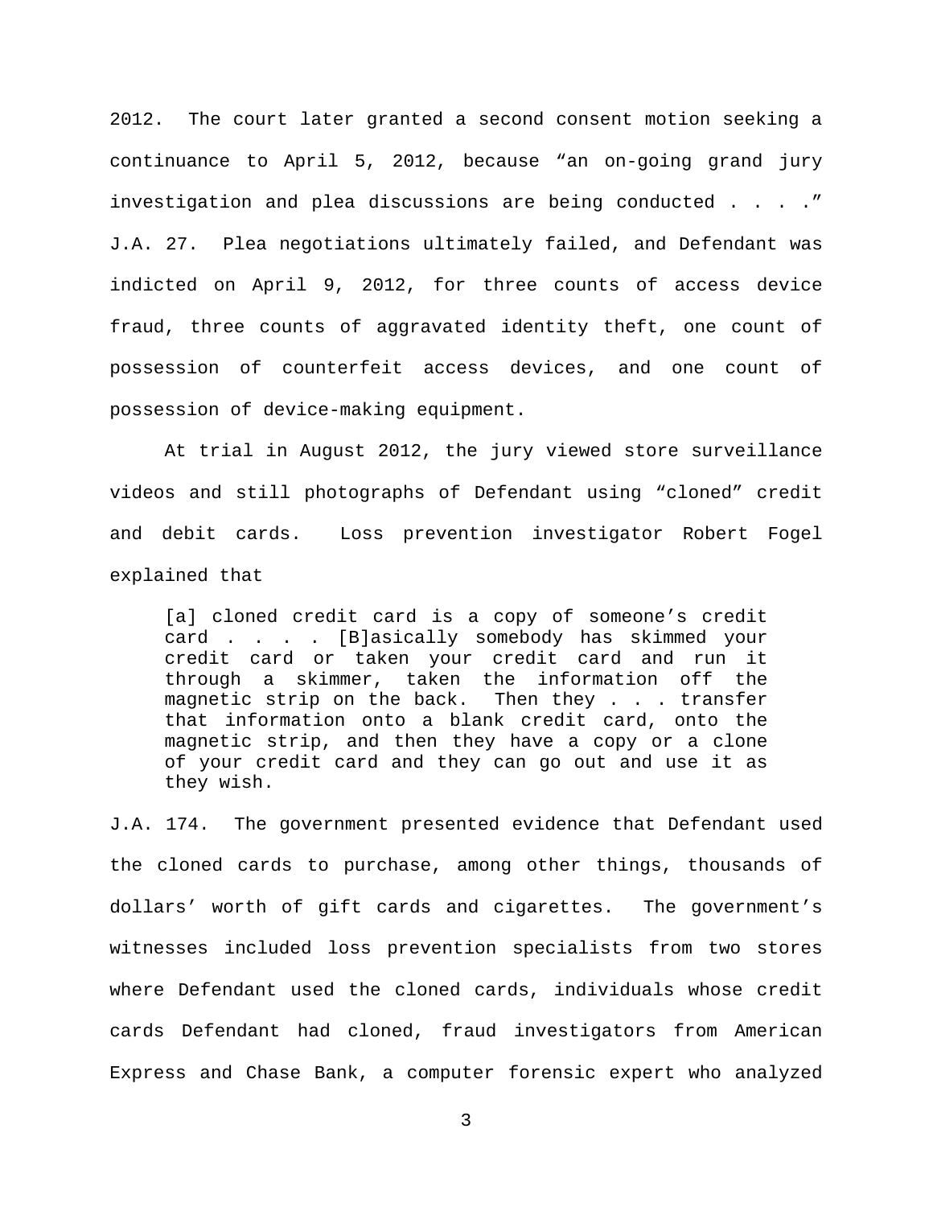2012. The court later granted a second consent motion seeking a continuance to April 5, 2012, because "an on-going grand jury investigation and plea discussions are being conducted . . . ." J.A. 27. Plea negotiations ultimately failed, and Defendant was indicted on April 9, 2012, for three counts of access device fraud, three counts of aggravated identity theft, one count of possession of counterfeit access devices, and one count of possession of device-making equipment.

At trial in August 2012, the jury viewed store surveillance videos and still photographs of Defendant using "cloned" credit and debit cards. Loss prevention investigator Robert Fogel explained that

> [a] cloned credit card is a copy of someone's credit card . . . . [B]asically somebody has skimmed your credit card or taken your credit card and run it through a skimmer, taken the information off the magnetic strip on the back. Then they . . . transfer that information onto a blank credit card, onto the magnetic strip, and then they have a copy or a clone of your credit card and they can go out and use it as they wish.

J.A. 174. The government presented evidence that Defendant used the cloned cards to purchase, among other things, thousands of dollars' worth of gift cards and cigarettes. The government's witnesses included loss prevention specialists from two stores where Defendant used the cloned cards, individuals whose credit cards Defendant had cloned, fraud investigators from American Express and Chase Bank, a computer forensic expert who analyzed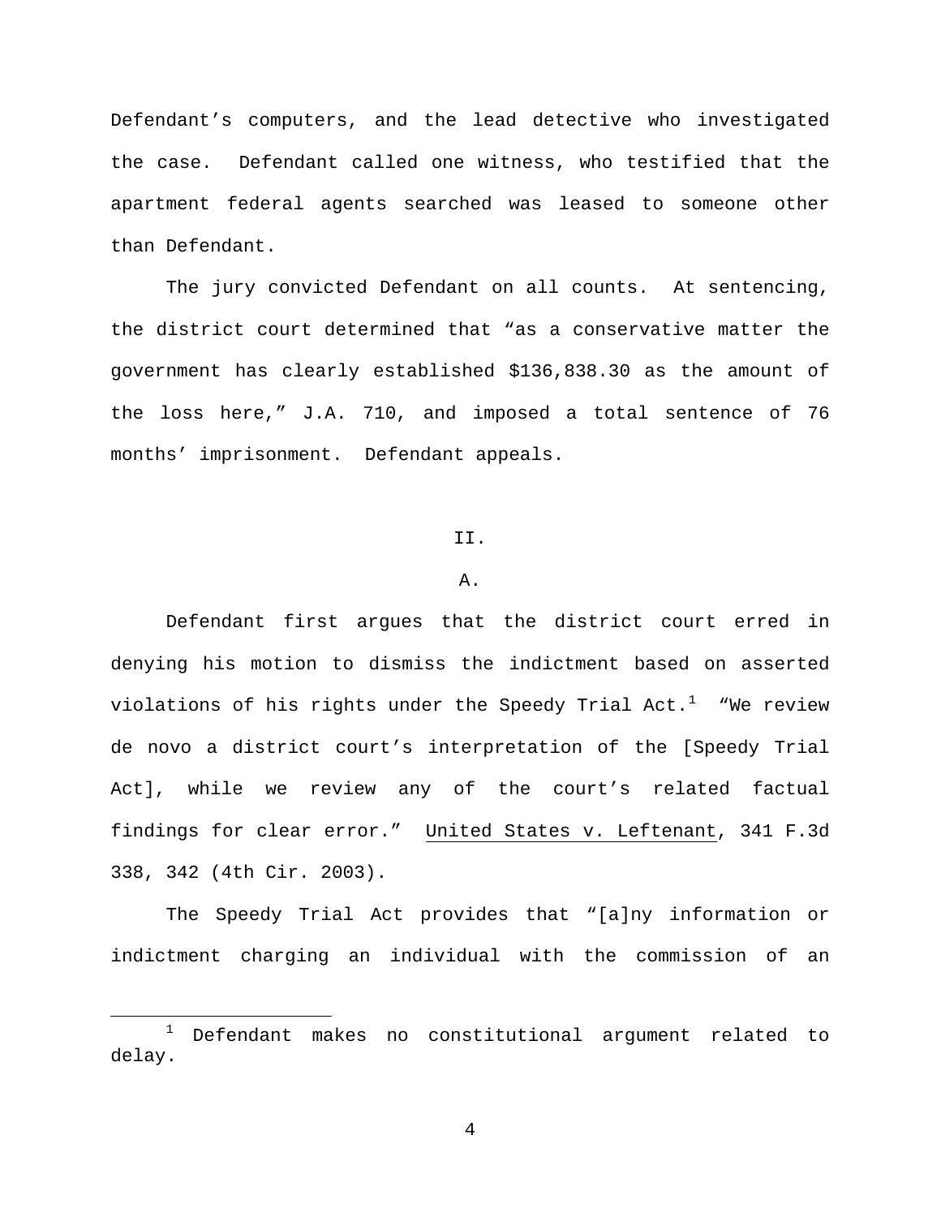Defendant's computers, and the lead detective who investigated the case. Defendant called one witness, who testified that the apartment federal agents searched was leased to someone other than Defendant.

The jury convicted Defendant on all counts. At sentencing, the district court determined that "as a conservative matter the government has clearly established $136,838.30 as the amount of the loss here," J.A. 710, and imposed a total sentence of 76 months' imprisonment. Defendant appeals.

## II.

### A.

Defendant first argues that the district court erred in denying his motion to dismiss the indictment based on asserted violations of his rights under the Speedy Trial Act.[1] "We review de novo a district court's interpretation of the [Speedy Trial Act], while we review any of the court's related factual findings for clear error." United States v. Leftenant, 341 F.3d 338, 342 (4th Cir. 2003).

The Speedy Trial Act provides that "[a]ny information or indictment charging an individual with the commission of an

---

[1] Defendant makes no constitutional argument related to delay.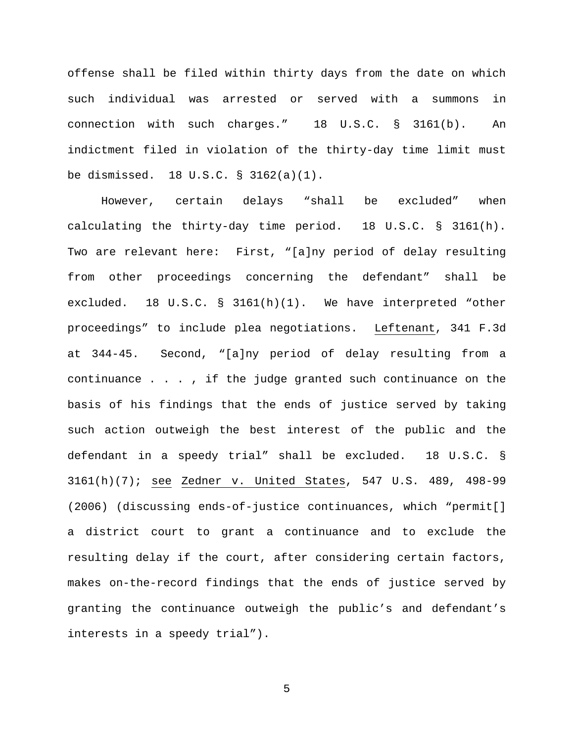offense shall be filed within thirty days from the date on which such individual was arrested or served with a summons in connection with such charges." 18 U.S.C. § 3161(b). An indictment filed in violation of the thirty-day time limit must be dismissed. 18 U.S.C. § 3162(a)(1).

However, certain delays "shall be excluded" when calculating the thirty-day time period. 18 U.S.C. § 3161(h). Two are relevant here: First, "[a]ny period of delay resulting from other proceedings concerning the defendant" shall be excluded. 18 U.S.C. § 3161(h)(1). We have interpreted "other proceedings" to include plea negotiations. Leftenant, 341 F.3d at 344-45. Second, "[a]ny period of delay resulting from a continuance . . . , if the judge granted such continuance on the basis of his findings that the ends of justice served by taking such action outweigh the best interest of the public and the defendant in a speedy trial" shall be excluded. 18 U.S.C. § 3161(h)(7); see Zedner v. United States, 547 U.S. 489, 498-99 (2006) (discussing ends-of-justice continuances, which "permit[] a district court to grant a continuance and to exclude the resulting delay if the court, after considering certain factors, makes on-the-record findings that the ends of justice served by granting the continuance outweigh the public's and defendant's interests in a speedy trial").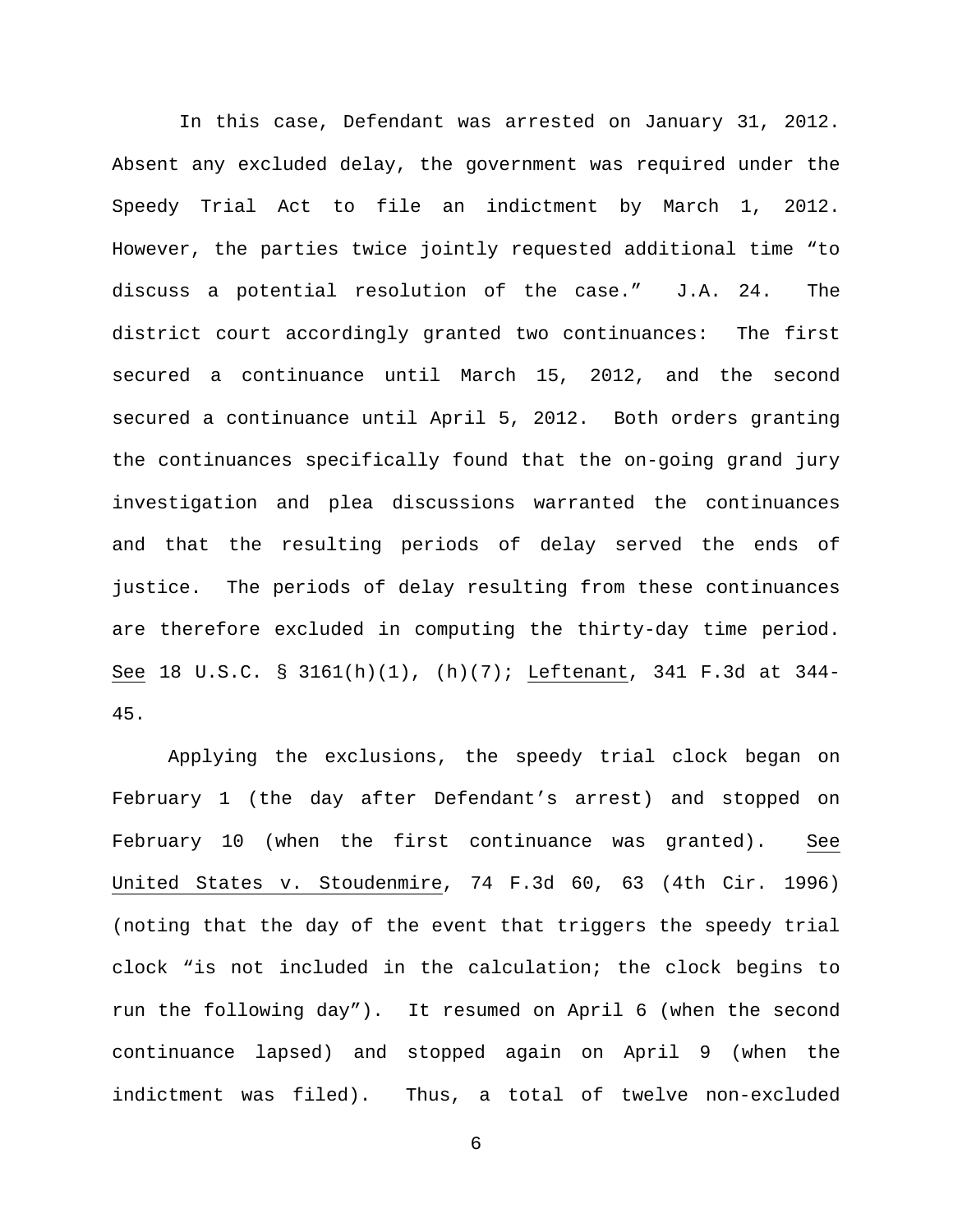In this case, Defendant was arrested on January 31, 2012. Absent any excluded delay, the government was required under the Speedy Trial Act to file an indictment by March 1, 2012. However, the parties twice jointly requested additional time "to discuss a potential resolution of the case." J.A. 24. The district court accordingly granted two continuances: The first secured a continuance until March 15, 2012, and the second secured a continuance until April 5, 2012. Both orders granting the continuances specifically found that the on-going grand jury investigation and plea discussions warranted the continuances and that the resulting periods of delay served the ends of justice. The periods of delay resulting from these continuances are therefore excluded in computing the thirty-day time period. See 18 U.S.C. § 3161(h)(1), (h)(7); Leftenant, 341 F.3d at 344-45.

Applying the exclusions, the speedy trial clock began on February 1 (the day after Defendant's arrest) and stopped on February 10 (when the first continuance was granted). See United States v. Stoudenmire, 74 F.3d 60, 63 (4th Cir. 1996) (noting that the day of the event that triggers the speedy trial clock "is not included in the calculation; the clock begins to run the following day"). It resumed on April 6 (when the second continuance lapsed) and stopped again on April 9 (when the indictment was filed). Thus, a total of twelve non-excluded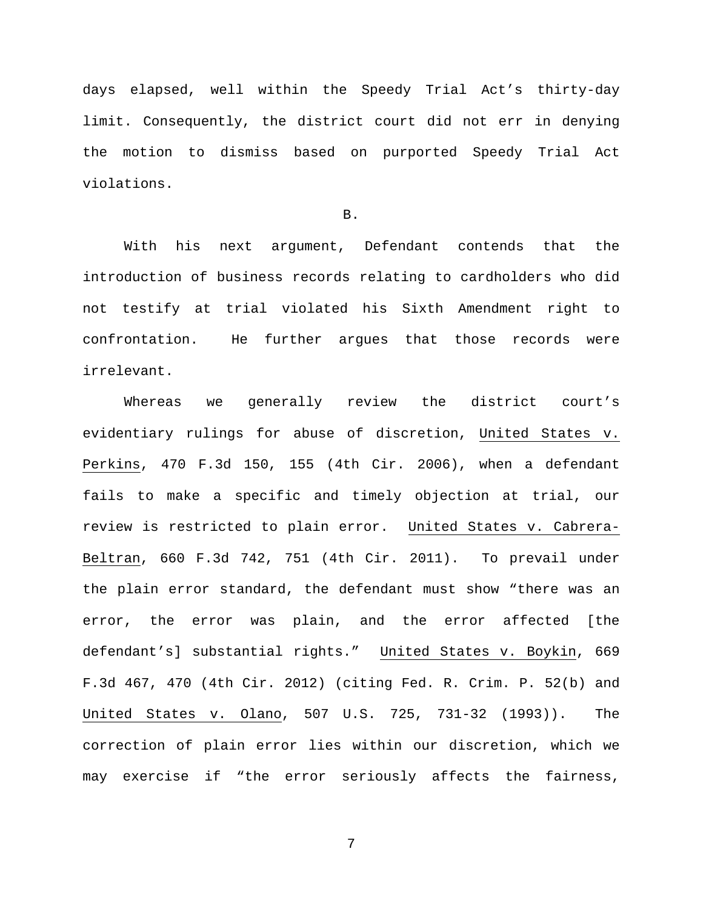days elapsed, well within the Speedy Trial Act's thirty-day limit. Consequently, the district court did not err in denying the motion to dismiss based on purported Speedy Trial Act violations.

B.

With his next argument, Defendant contends that the introduction of business records relating to cardholders who did not testify at trial violated his Sixth Amendment right to confrontation. He further argues that those records were irrelevant.

Whereas we generally review the district court's evidentiary rulings for abuse of discretion, United States v. Perkins, 470 F.3d 150, 155 (4th Cir. 2006), when a defendant fails to make a specific and timely objection at trial, our review is restricted to plain error. United States v. Cabrera-Beltran, 660 F.3d 742, 751 (4th Cir. 2011). To prevail under the plain error standard, the defendant must show "there was an error, the error was plain, and the error affected [the defendant's] substantial rights." United States v. Boykin, 669 F.3d 467, 470 (4th Cir. 2012) (citing Fed. R. Crim. P. 52(b) and United States v. Olano, 507 U.S. 725, 731-32 (1993)). The correction of plain error lies within our discretion, which we may exercise if "the error seriously affects the fairness,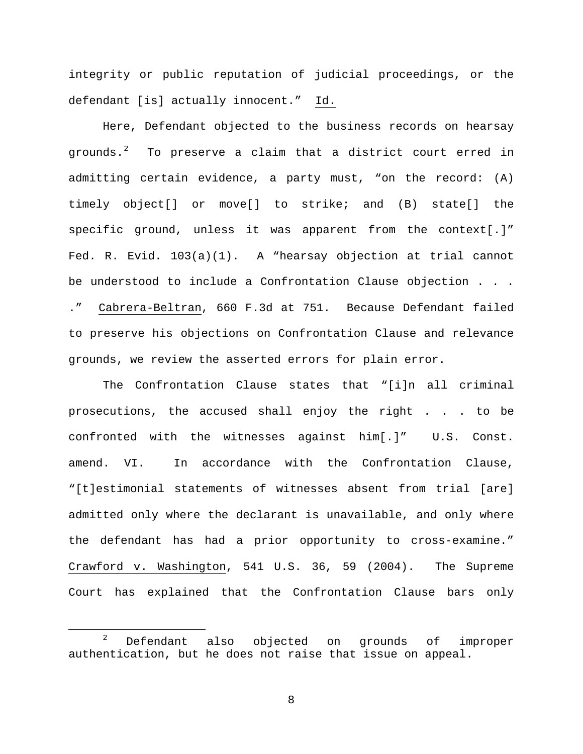integrity or public reputation of judicial proceedings, or the defendant [is] actually innocent." Id.

Here, Defendant objected to the business records on hearsay grounds.[2] To preserve a claim that a district court erred in admitting certain evidence, a party must, "on the record: (A) timely object[] or move[] to strike; and (B) state[] the specific ground, unless it was apparent from the context[.]" Fed. R. Evid. 103(a)(1). A "hearsay objection at trial cannot be understood to include a Confrontation Clause objection . . . ." Cabrera-Beltran, 660 F.3d at 751. Because Defendant failed to preserve his objections on Confrontation Clause and relevance grounds, we review the asserted errors for plain error.

The Confrontation Clause states that "[i]n all criminal prosecutions, the accused shall enjoy the right . . . to be confronted with the witnesses against him[.]" U.S. Const. amend. VI. In accordance with the Confrontation Clause, "[t]estimonial statements of witnesses absent from trial [are] admitted only where the declarant is unavailable, and only where the defendant has had a prior opportunity to cross-examine." Crawford v. Washington, 541 U.S. 36, 59 (2004). The Supreme Court has explained that the Confrontation Clause bars only

---

[2] Defendant also objected on grounds of improper authentication, but he does not raise that issue on appeal.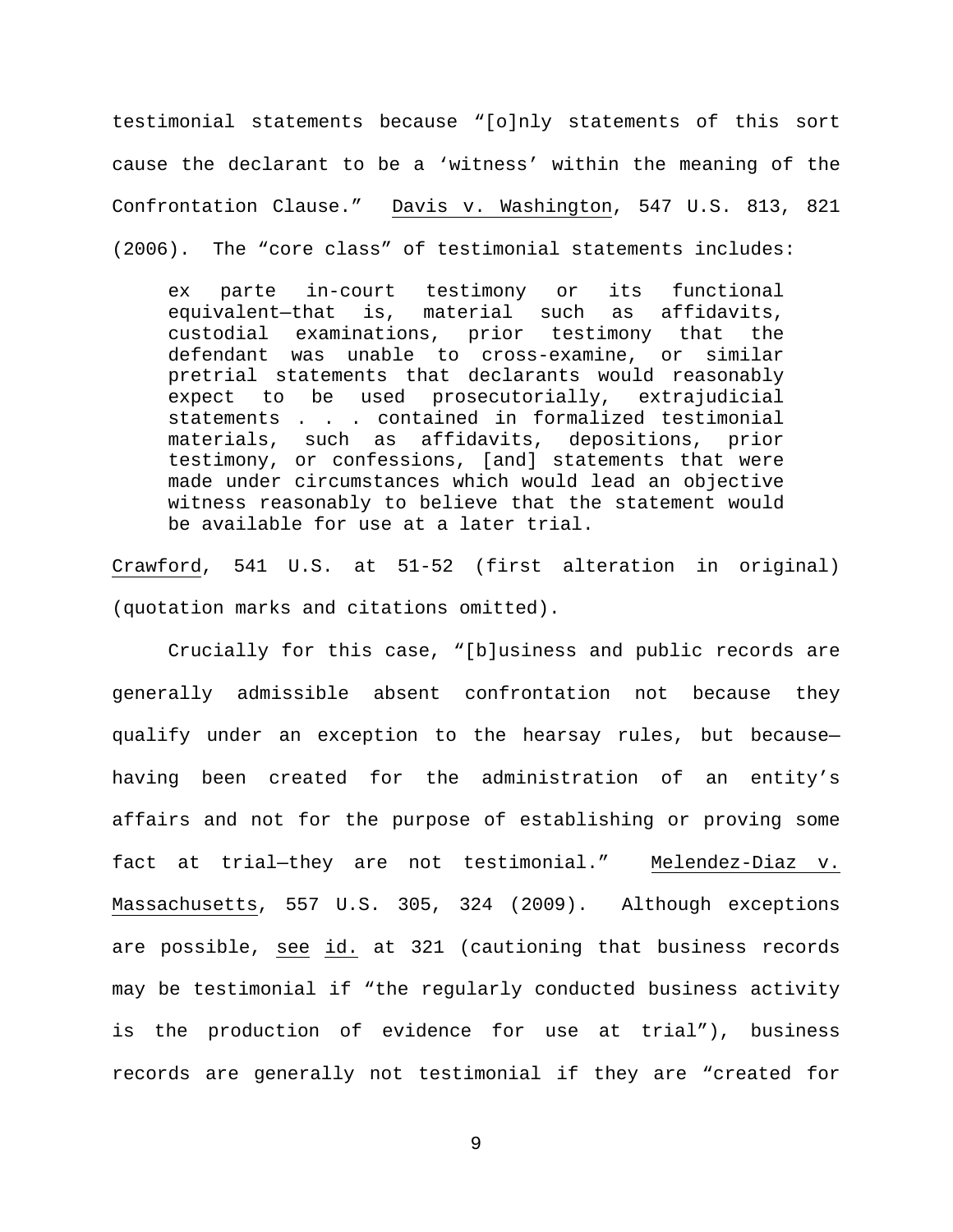testimonial statements because "[o]nly statements of this sort cause the declarant to be a 'witness' within the meaning of the Confrontation Clause." Davis v. Washington, 547 U.S. 813, 821 (2006). The "core class" of testimonial statements includes:

> ex parte in-court testimony or its functional equivalent—that is, material such as affidavits, custodial examinations, prior testimony that the defendant was unable to cross-examine, or similar pretrial statements that declarants would reasonably expect to be used prosecutorially, extrajudicial statements . . . contained in formalized testimonial materials, such as affidavits, depositions, prior testimony, or confessions, [and] statements that were made under circumstances which would lead an objective witness reasonably to believe that the statement would be available for use at a later trial.

Crawford, 541 U.S. at 51-52 (first alteration in original) (quotation marks and citations omitted).

Crucially for this case, "[b]usiness and public records are generally admissible absent confrontation not because they qualify under an exception to the hearsay rules, but because—having been created for the administration of an entity's affairs and not for the purpose of establishing or proving some fact at trial—they are not testimonial." Melendez-Diaz v. Massachusetts, 557 U.S. 305, 324 (2009). Although exceptions are possible, see id. at 321 (cautioning that business records may be testimonial if "the regularly conducted business activity is the production of evidence for use at trial"), business records are generally not testimonial if they are "created for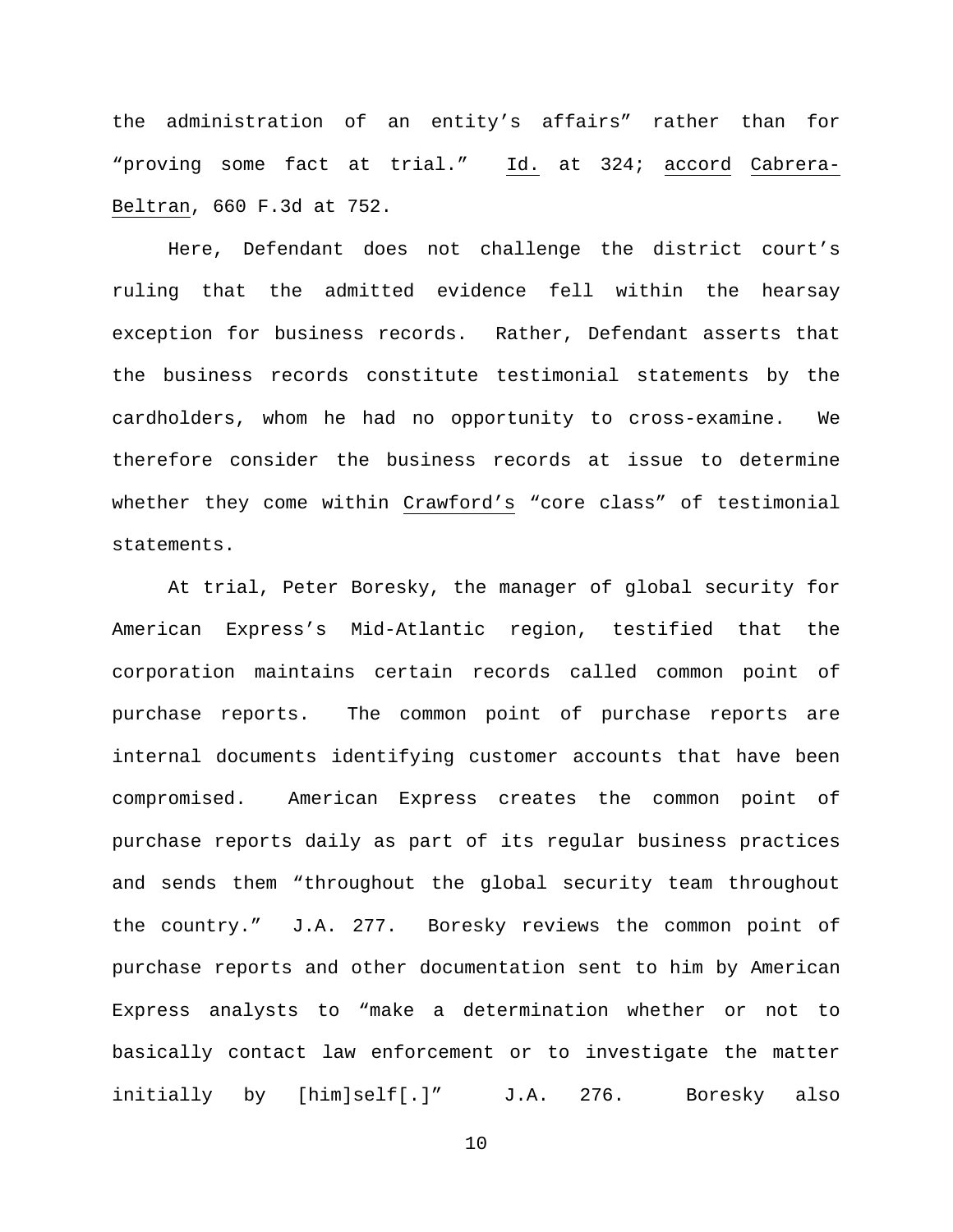the administration of an entity's affairs" rather than for "proving some fact at trial." Id. at 324; accord Cabrera-Beltran, 660 F.3d at 752.

Here, Defendant does not challenge the district court's ruling that the admitted evidence fell within the hearsay exception for business records. Rather, Defendant asserts that the business records constitute testimonial statements by the cardholders, whom he had no opportunity to cross-examine. We therefore consider the business records at issue to determine whether they come within Crawford's "core class" of testimonial statements.

At trial, Peter Boresky, the manager of global security for American Express's Mid-Atlantic region, testified that the corporation maintains certain records called common point of purchase reports. The common point of purchase reports are internal documents identifying customer accounts that have been compromised. American Express creates the common point of purchase reports daily as part of its regular business practices and sends them "throughout the global security team throughout the country." J.A. 277. Boresky reviews the common point of purchase reports and other documentation sent to him by American Express analysts to "make a determination whether or not to basically contact law enforcement or to investigate the matter initially by [him]self[.]" J.A. 276. Boresky also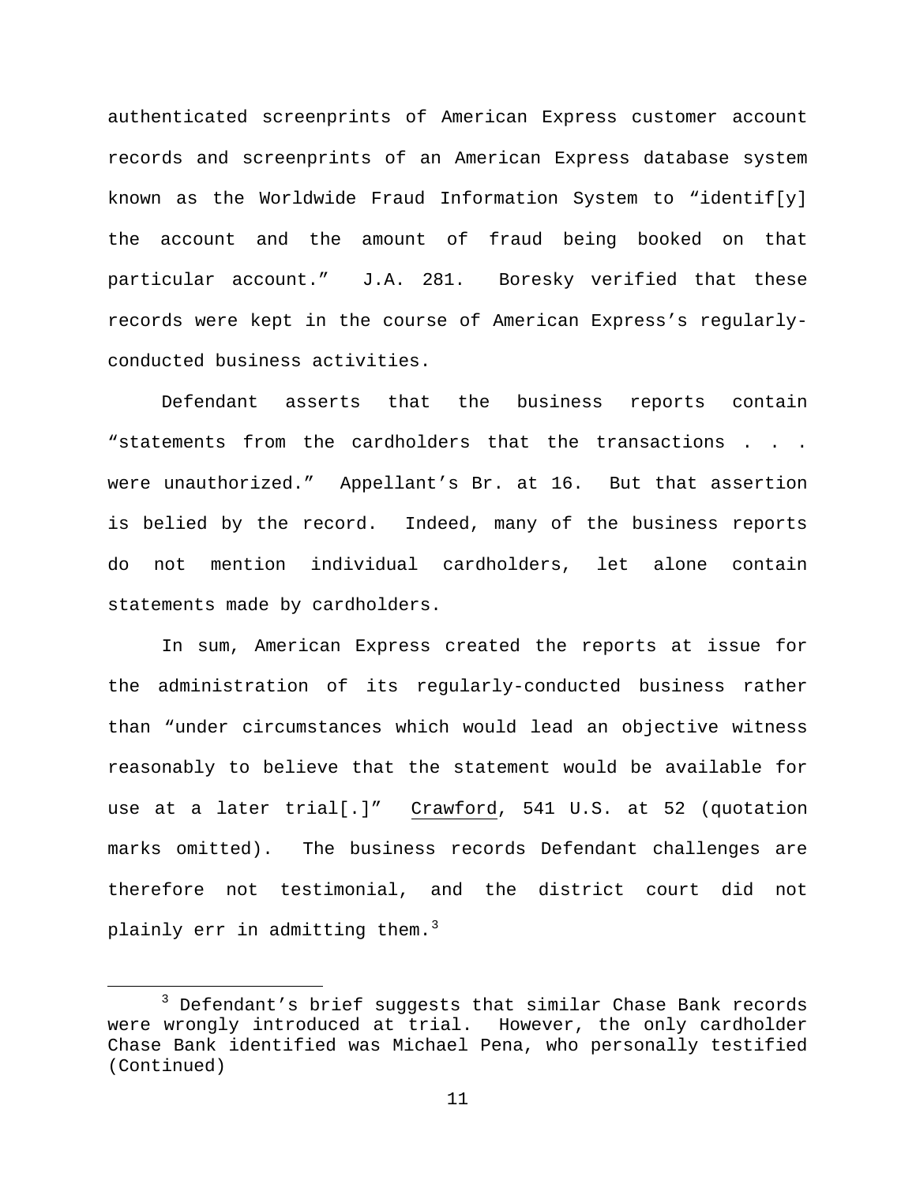authenticated screenprints of American Express customer account records and screenprints of an American Express database system known as the Worldwide Fraud Information System to "identif[y] the account and the amount of fraud being booked on that particular account." J.A. 281. Boresky verified that these records were kept in the course of American Express's regularly-conducted business activities.

Defendant asserts that the business reports contain "statements from the cardholders that the transactions . . . were unauthorized." Appellant's Br. at 16. But that assertion is belied by the record. Indeed, many of the business reports do not mention individual cardholders, let alone contain statements made by cardholders.

In sum, American Express created the reports at issue for the administration of its regularly-conducted business rather than "under circumstances which would lead an objective witness reasonably to believe that the statement would be available for use at a later trial[.]" Crawford, 541 U.S. at 52 (quotation marks omitted). The business records Defendant challenges are therefore not testimonial, and the district court did not plainly err in admitting them.[3]

---

[3] Defendant's brief suggests that similar Chase Bank records were wrongly introduced at trial. However, the only cardholder Chase Bank identified was Michael Pena, who personally testified (Continued)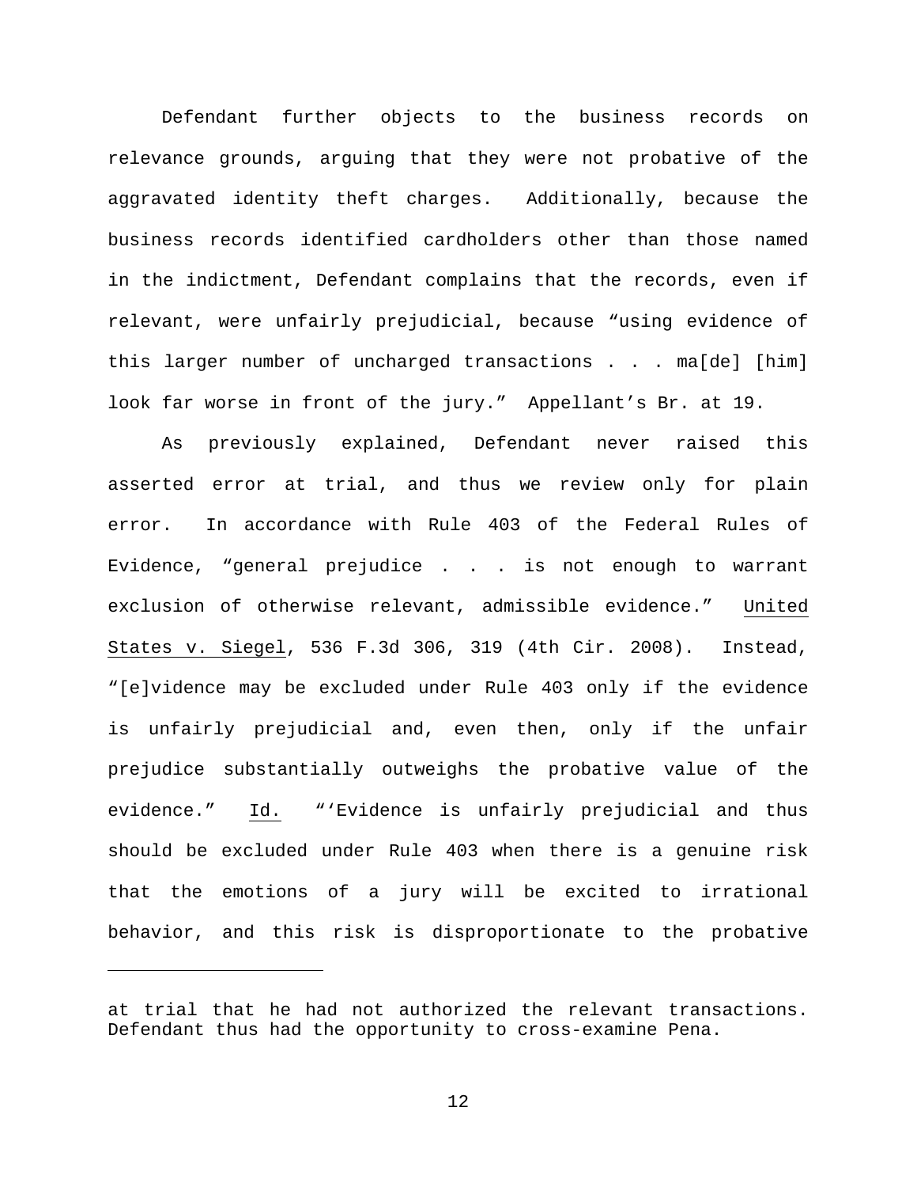Defendant further objects to the business records on relevance grounds, arguing that they were not probative of the aggravated identity theft charges. Additionally, because the business records identified cardholders other than those named in the indictment, Defendant complains that the records, even if relevant, were unfairly prejudicial, because "using evidence of this larger number of uncharged transactions . . . ma[de] [him] look far worse in front of the jury." Appellant's Br. at 19.

As previously explained, Defendant never raised this asserted error at trial, and thus we review only for plain error. In accordance with Rule 403 of the Federal Rules of Evidence, "general prejudice . . . is not enough to warrant exclusion of otherwise relevant, admissible evidence." United States v. Siegel, 536 F.3d 306, 319 (4th Cir. 2008). Instead, "[e]vidence may be excluded under Rule 403 only if the evidence is unfairly prejudicial and, even then, only if the unfair prejudice substantially outweighs the probative value of the evidence." Id. "'Evidence is unfairly prejudicial and thus should be excluded under Rule 403 when there is a genuine risk that the emotions of a jury will be excited to irrational behavior, and this risk is disproportionate to the probative

---

at trial that he had not authorized the relevant transactions. Defendant thus had the opportunity to cross-examine Pena.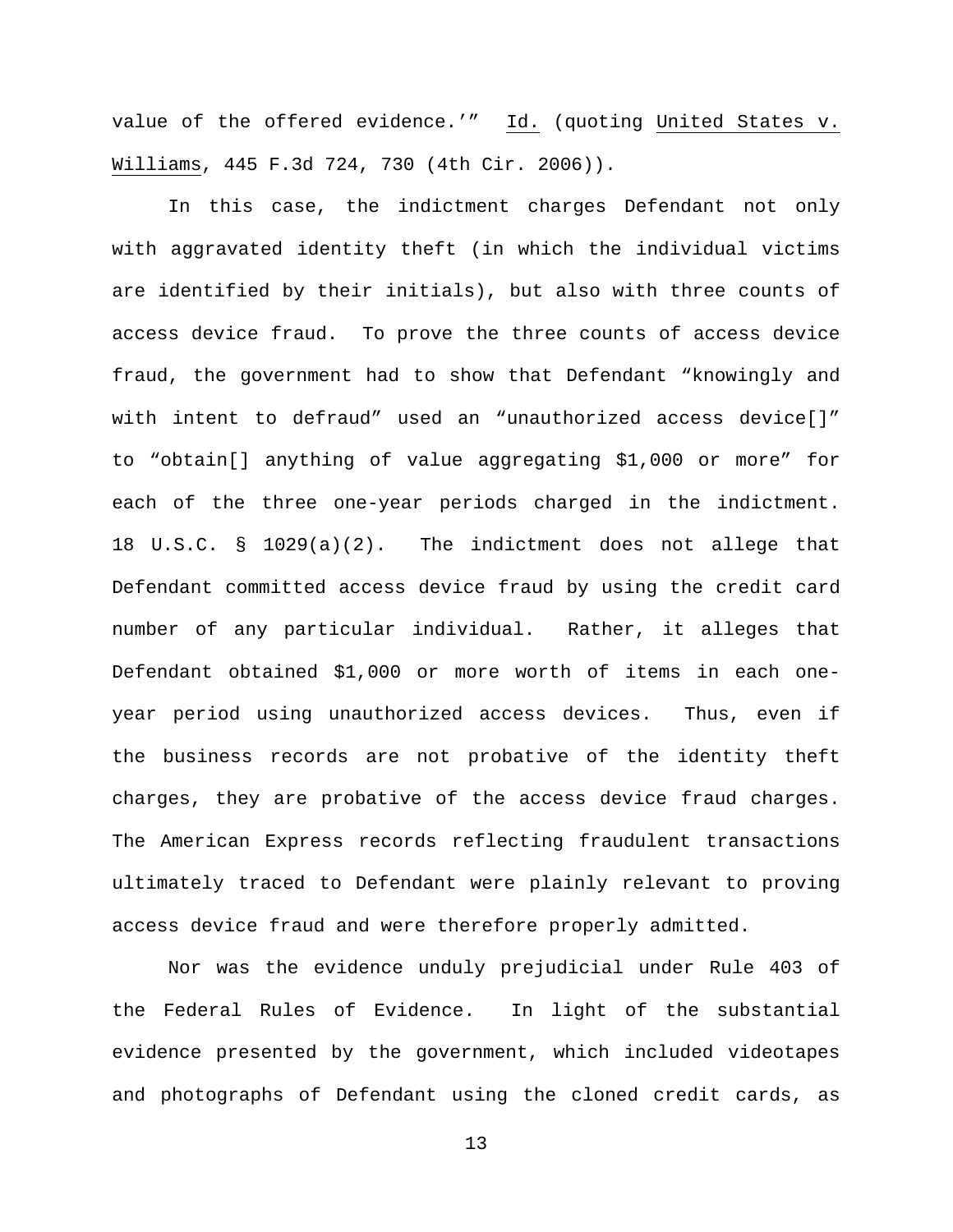value of the offered evidence.'" Id. (quoting United States v. Williams, 445 F.3d 724, 730 (4th Cir. 2006)).

In this case, the indictment charges Defendant not only with aggravated identity theft (in which the individual victims are identified by their initials), but also with three counts of access device fraud. To prove the three counts of access device fraud, the government had to show that Defendant "knowingly and with intent to defraud" used an "unauthorized access device[]" to "obtain[] anything of value aggregating $1,000 or more" for each of the three one-year periods charged in the indictment. 18 U.S.C. § 1029(a)(2). The indictment does not allege that Defendant committed access device fraud by using the credit card number of any particular individual. Rather, it alleges that Defendant obtained $1,000 or more worth of items in each one-year period using unauthorized access devices. Thus, even if the business records are not probative of the identity theft charges, they are probative of the access device fraud charges. The American Express records reflecting fraudulent transactions ultimately traced to Defendant were plainly relevant to proving access device fraud and were therefore properly admitted.

Nor was the evidence unduly prejudicial under Rule 403 of the Federal Rules of Evidence. In light of the substantial evidence presented by the government, which included videotapes and photographs of Defendant using the cloned credit cards, as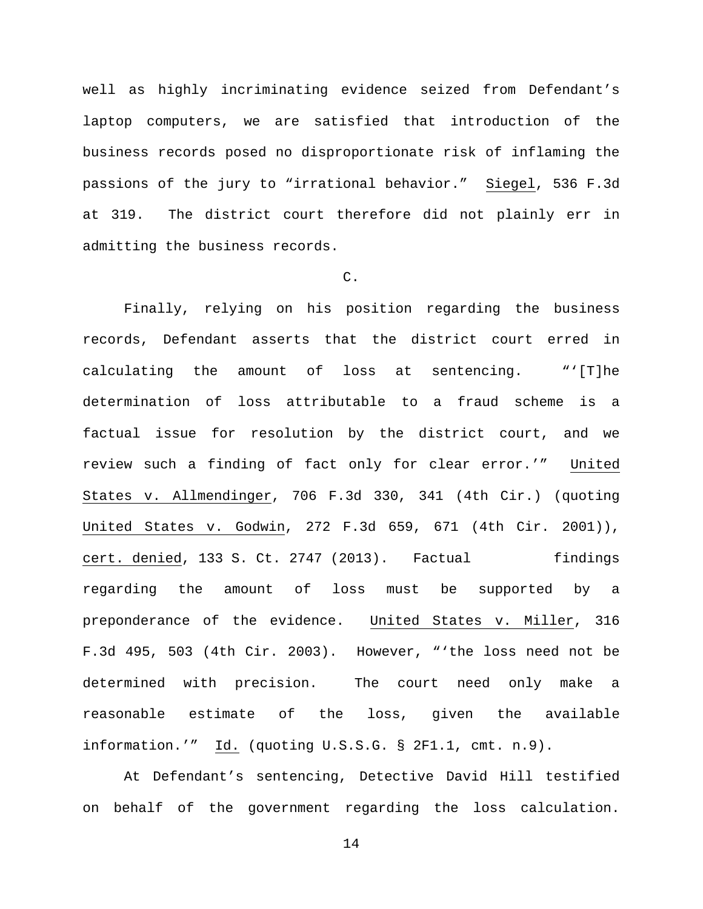well as highly incriminating evidence seized from Defendant's laptop computers, we are satisfied that introduction of the business records posed no disproportionate risk of inflaming the passions of the jury to "irrational behavior." Siegel, 536 F.3d at 319. The district court therefore did not plainly err in admitting the business records.

C.

Finally, relying on his position regarding the business records, Defendant asserts that the district court erred in calculating the amount of loss at sentencing. "'[T]he determination of loss attributable to a fraud scheme is a factual issue for resolution by the district court, and we review such a finding of fact only for clear error.'" United States v. Allmendinger, 706 F.3d 330, 341 (4th Cir.) (quoting United States v. Godwin, 272 F.3d 659, 671 (4th Cir. 2001)), cert. denied, 133 S. Ct. 2747 (2013). Factual findings regarding the amount of loss must be supported by a preponderance of the evidence. United States v. Miller, 316 F.3d 495, 503 (4th Cir. 2003). However, "'the loss need not be determined with precision. The court need only make a reasonable estimate of the loss, given the available information.'" Id. (quoting U.S.S.G. § 2F1.1, cmt. n.9).

At Defendant's sentencing, Detective David Hill testified on behalf of the government regarding the loss calculation.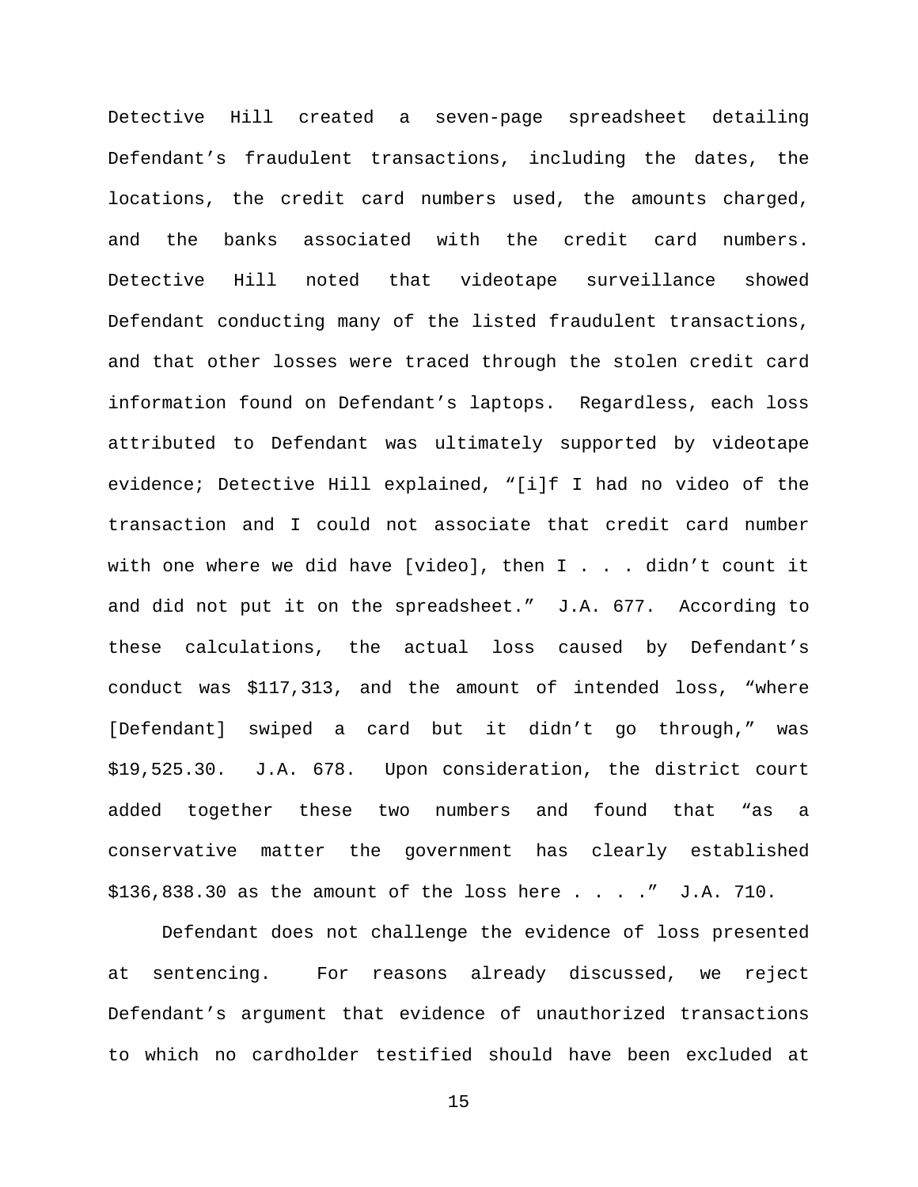Detective Hill created a seven-page spreadsheet detailing Defendant's fraudulent transactions, including the dates, the locations, the credit card numbers used, the amounts charged, and the banks associated with the credit card numbers. Detective Hill noted that videotape surveillance showed Defendant conducting many of the listed fraudulent transactions, and that other losses were traced through the stolen credit card information found on Defendant's laptops. Regardless, each loss attributed to Defendant was ultimately supported by videotape evidence; Detective Hill explained, "[i]f I had no video of the transaction and I could not associate that credit card number with one where we did have [video], then I . . . didn't count it and did not put it on the spreadsheet." J.A. 677. According to these calculations, the actual loss caused by Defendant's conduct was $117,313, and the amount of intended loss, "where [Defendant] swiped a card but it didn't go through," was $19,525.30. J.A. 678. Upon consideration, the district court added together these two numbers and found that "as a conservative matter the government has clearly established $136,838.30 as the amount of the loss here . . . ." J.A. 710.

Defendant does not challenge the evidence of loss presented at sentencing. For reasons already discussed, we reject Defendant's argument that evidence of unauthorized transactions to which no cardholder testified should have been excluded at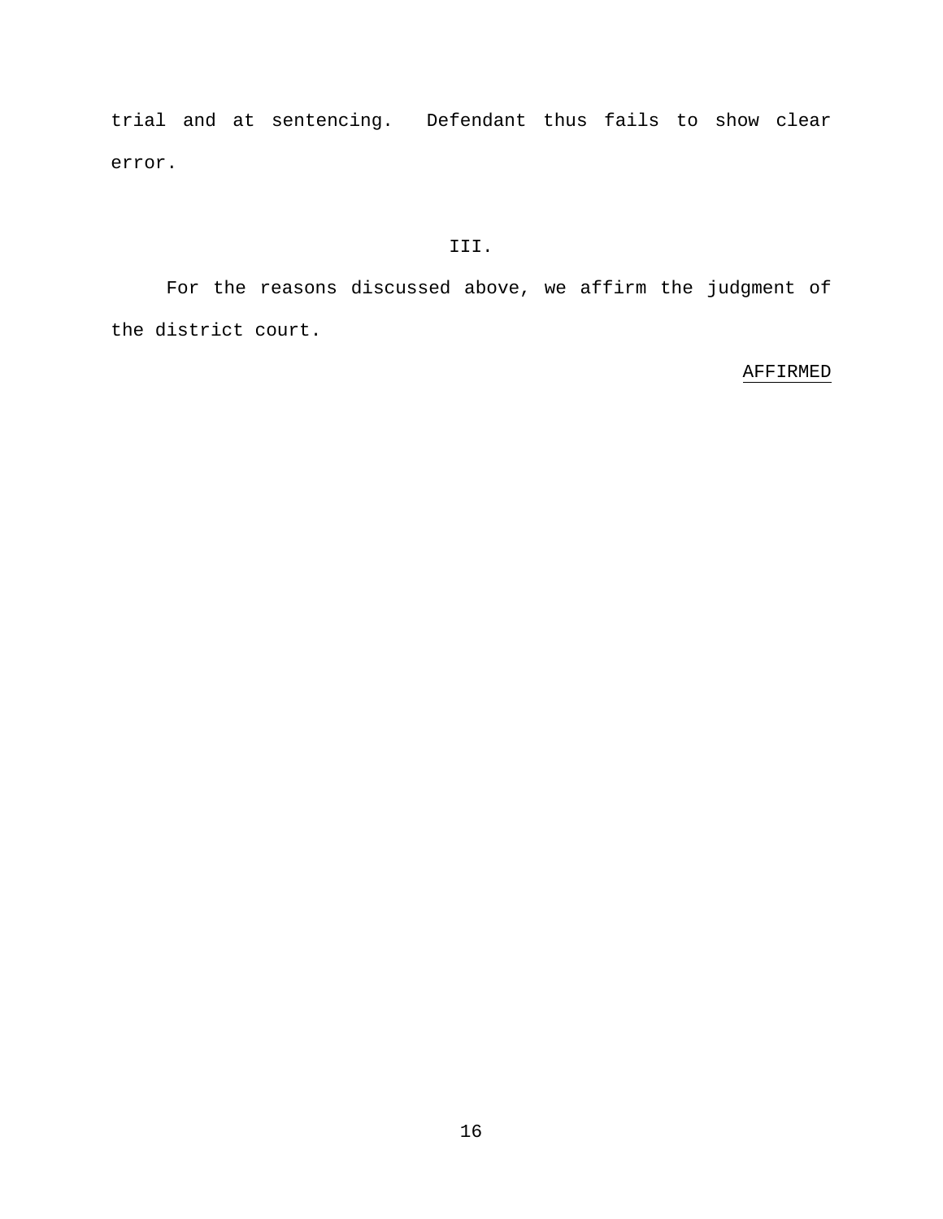trial and at sentencing. Defendant thus fails to show clear error.

III.

For the reasons discussed above, we affirm the judgment of the district court.

AFFIRMED